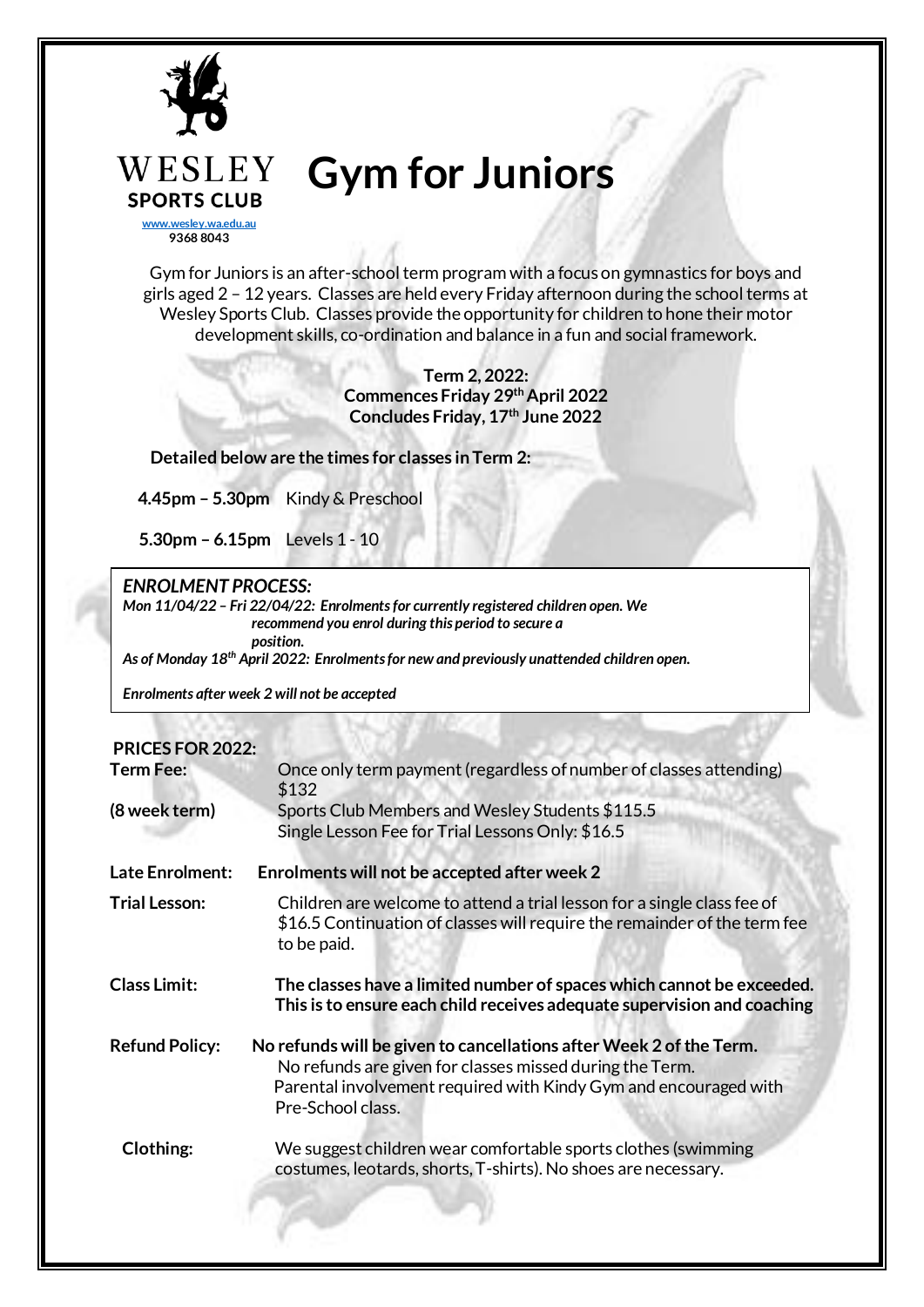WESLEY
**SPORTS CLUB**
www.wesley.wa.edu.au
9368 8043

# Gym for Juniors

Gym for Juniors is an after-school term program with a focus on gymnastics for boys and girls aged 2 – 12 years. Classes are held every Friday afternoon during the school terms at Wesley Sports Club. Classes provide the opportunity for children to hone their motor development skills, co-ordination and balance in a fun and social framework.

**Term 2, 2022:**
**Commences Friday 29th April 2022**
**Concludes Friday, 17th June 2022**

**Detailed below are the times for classes in Term 2:**

**4.45pm – 5.30pm** Kindy & Preschool

**5.30pm – 6.15pm** Levels 1 - 10

***ENROLMENT PROCESS:***

***Mon 11/04/22 – Fri 22/04/22: Enrolments for currently registered children open. We recommend you enrol during this period to secure a position.***

***As of Monday 18th April 2022: Enrolments for new and previously unattended children open.***

***Enrolments after week 2 will not be accepted***

**PRICES FOR 2022:**

**Term Fee:**
**(8 week term)**
Once only term payment (regardless of number of classes attending) $132
Sports Club Members and Wesley Students $115.5
Single Lesson Fee for Trial Lessons Only: $16.5

**Late Enrolment:** **Enrolments will not be accepted after week 2**

**Trial Lesson:** Children are welcome to attend a trial lesson for a single class fee of $16.5 Continuation of classes will require the remainder of the term fee to be paid.

**Class Limit:** **The classes have a limited number of spaces which cannot be exceeded. This is to ensure each child receives adequate supervision and coaching**

**Refund Policy:** **No refunds will be given to cancellations after Week 2 of the Term.**
No refunds are given for classes missed during the Term.
Parental involvement required with Kindy Gym and encouraged with Pre-School class.

**Clothing:** We suggest children wear comfortable sports clothes (swimming costumes, leotards, shorts, T-shirts). No shoes are necessary.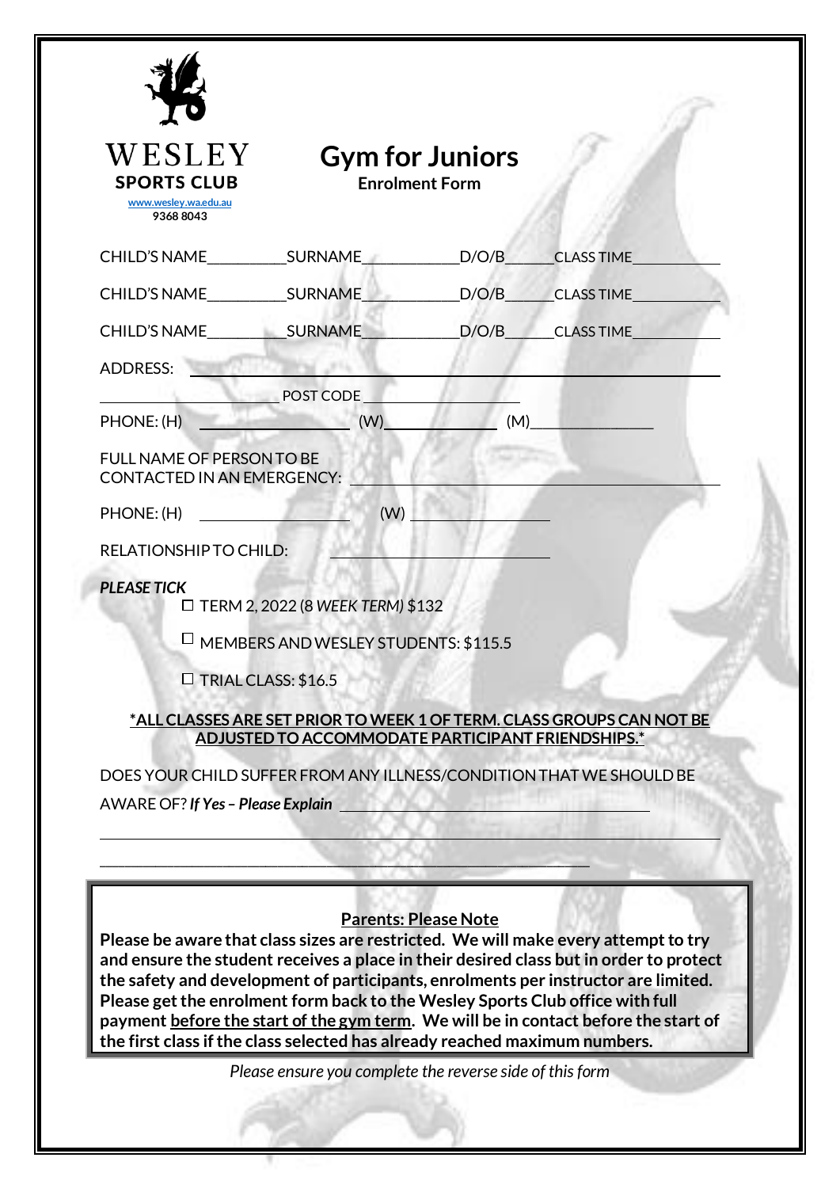WESLEY
**SPORTS CLUB**
www.wesley.wa.edu.au
9368 8043

# Gym for Juniors

**Enrolment Form**

CHILD'S NAME__________ SURNAME____________ D/O/B______ CLASS TIME___________

CHILD'S NAME__________ SURNAME____________ D/O/B______ CLASS TIME___________

CHILD'S NAME__________ SURNAME____________ D/O/B______ CLASS TIME___________

ADDRESS: ____________________________________________________________

______________________ POST CODE ____________________

PHONE: (H) ____________________ (W)______________ (M)_______________

FULL NAME OF PERSON TO BE CONTACTED IN AN EMERGENCY: ________________________________

PHONE: (H) ____________________ (W) ____________________

RELATIONSHIP TO CHILD: ____________________________

***PLEASE TICK***

☐ TERM 2, 2022 (8 *WEEK TERM)* $132

☐ MEMBERS AND WESLEY STUDENTS: $115.5

☐ TRIAL CLASS: $16.5

**\*<u>ALL CLASSES ARE SET PRIOR TO WEEK 1 OF TERM. CLASS GROUPS CAN NOT BE ADJUSTED TO ACCOMMODATE PARTICIPANT FRIENDSHIPS.</u>\***

DOES YOUR CHILD SUFFER FROM ANY ILLNESS/CONDITION THAT WE SHOULD BE AWARE OF? ***If Yes – Please Explain*** ________________________________________

______________________________________________________________________________

______________________________________________________________

**<u>Parents: Please Note</u>**

**Please be aware that class sizes are restricted. We will make every attempt to try and ensure the student receives a place in their desired class but in order to protect the safety and development of participants, enrolments per instructor are limited. Please get the enrolment form back to the Wesley Sports Club office with full payment <u>before the start of the gym term</u>. We will be in contact before the start of the first class if the class selected has already reached maximum numbers.**

*Please ensure you complete the reverse side of this form*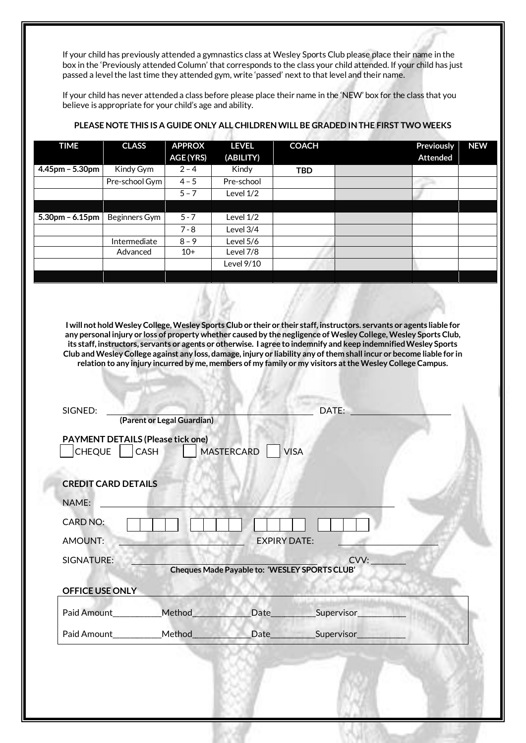If your child has previously attended a gymnastics class at Wesley Sports Club please place their name in the box in the 'Previously attended Column' that corresponds to the class your child attended. If your child has just passed a level the last time they attended gym, write 'passed' next to that level and their name.

If your child has never attended a class before please place their name in the 'NEW' box for the class that you believe is appropriate for your child's age and ability.

**PLEASE NOTE THIS IS A GUIDE ONLY ALL CHILDREN WILL BE GRADED IN THE FIRST TWO WEEKS**

| TIME | CLASS | APPROX AGE (YRS) | LEVEL (ABILITY) | COACH | | Previously Attended | NEW |
|---|---|---|---|---|---|---|---|
| 4.45pm – 5.30pm | Kindy Gym | 2 – 4 | Kindy | TBD | | | |
| | Pre-school Gym | 4 – 5 | Pre-school | | | | |
| | | 5 – 7 | Level 1/2 | | | | |
| | | | | | | | |
| 5.30pm – 6.15pm | Beginners Gym | 5 - 7 | Level 1/2 | | | | |
| | | 7 - 8 | Level 3/4 | | | | |
| | Intermediate | 8 – 9 | Level 5/6 | | | | |
| | Advanced | 10+ | Level 7/8 | | | | |
| | | | Level 9/10 | | | | |
| | | | | | | | |

**I will not hold Wesley College, Wesley Sports Club or their or their staff, instructors. servants or agents liable for any personal injury or loss of property whether caused by the negligence of Wesley College, Wesley Sports Club, its staff, instructors, servants or agents or otherwise. I agree to indemnify and keep indemnified Wesley Sports Club and Wesley College against any loss, damage, injury or liability any of them shall incur or become liable for in relation to any injury incurred by me, members of my family or my visitors at the Wesley College Campus.**

SIGNED: ______________________________ DATE: ____________________
**(Parent or Legal Guardian)**

**PAYMENT DETAILS (Please tick one)**

☐ CHEQUE ☐ CASH ☐ MASTERCARD ☐ VISA

**CREDIT CARD DETAILS**

NAME: ______________________________

CARD NO: ☐☐☐☐ ☐☐☐☐ ☐☐☐☐ ☐☐☐☐

AMOUNT: ____________________ EXPIRY DATE: ____________________

SIGNATURE: ______________________________ CVV: ________

**Cheques Made Payable to: 'WESLEY SPORTS CLUB'**

**OFFICE USE ONLY**

Paid Amount__________Method____________Date_________Supervisor__________

Paid Amount__________Method____________Date_________Supervisor__________